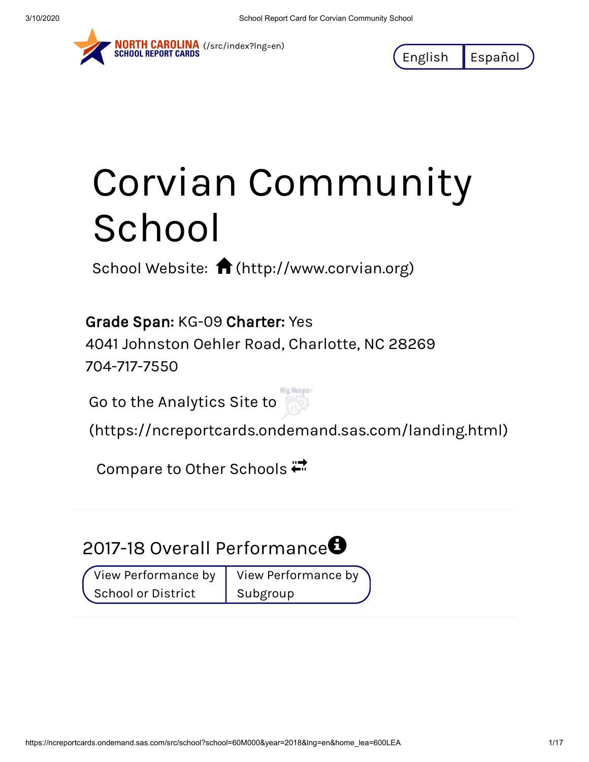NORTH CAROLINA SCHOOL REPORT CARDS (/src/index?lng=en)

English | Español

# Corvian Community School

School Website: (http://www.corvian.org)

**Grade Span:** KG-09 **Charter:** Yes
4041 Johnston Oehler Road, Charlotte, NC 28269
704-717-7550

Go to the Analytics Site to (https://ncreportcards.ondemand.sas.com/landing.html)

Compare to Other Schools

## 2017-18 Overall Performance

View Performance by School or District | View Performance by Subgroup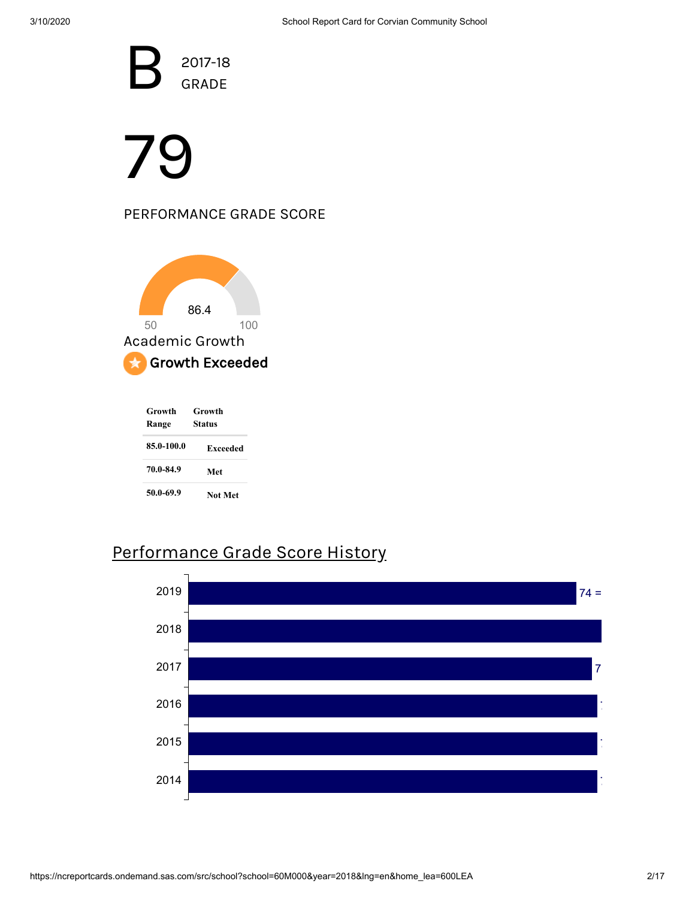# B 2017-18 GRADE

# 79

PERFORMANCE GRADE SCORE

86.4

50 100

Academic Growth

Growth Exceeded

| Growth Range | Growth Status |
|---|---|
| 85.0-100.0 | Exceeded |
| 70.0-84.9 | Met |
| 50.0-69.9 | Not Met |

## Performance Grade Score History

| Year | Score |
|---|---|
| 2019 | 74 = |
| 2018 | |
| 2017 | 7 |
| 2016 | |
| 2015 | |
| 2014 | |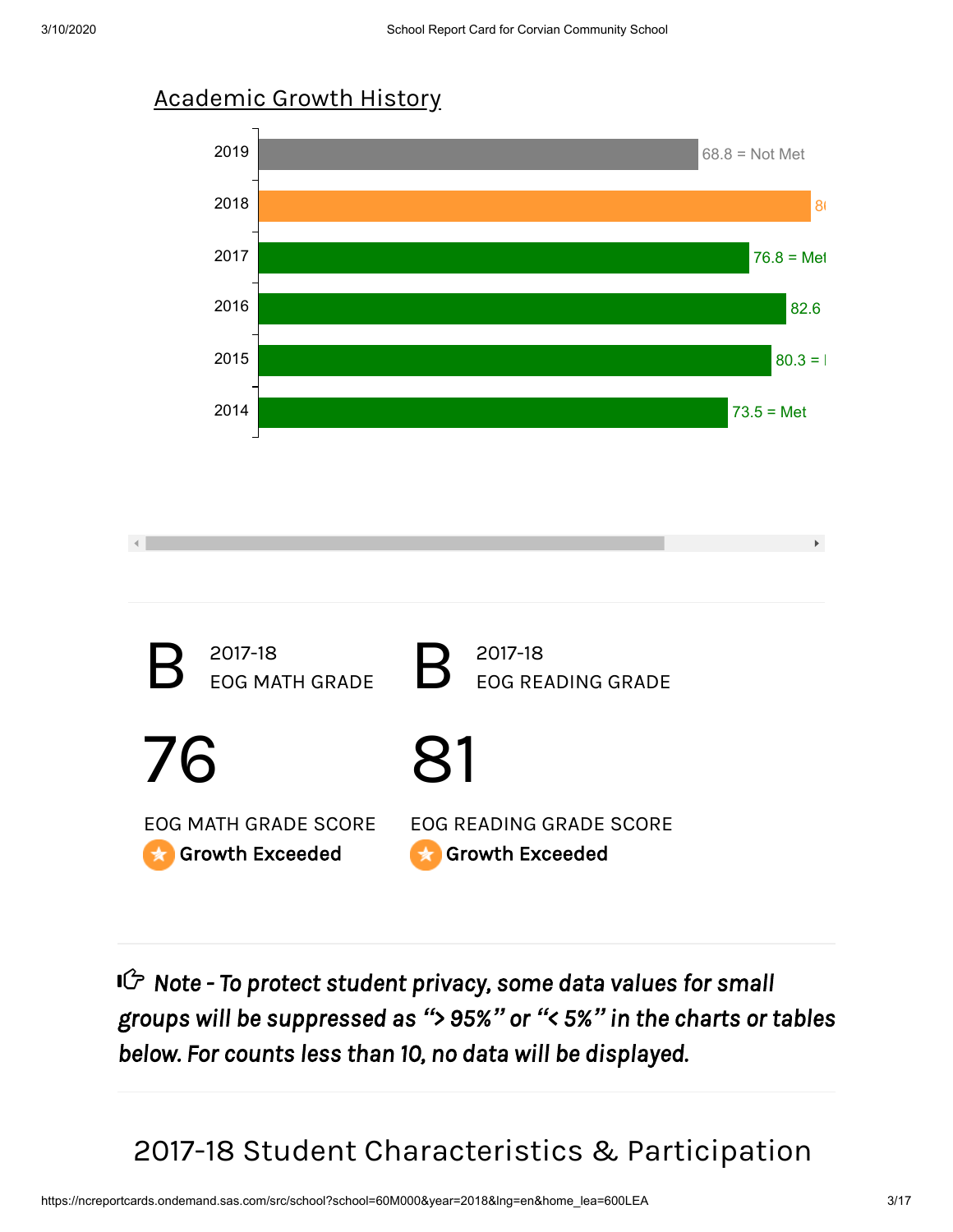## Academic Growth History

| Year | Score |
| --- | --- |
| 2019 | 68.8 = Not Met |
| 2018 | 8( |
| 2017 | 76.8 = Met |
| 2016 | 82.6 |
| 2015 | 80.3 = I |
| 2014 | 73.5 = Met |

**B** 2017-18 EOG MATH GRADE

**76**

EOG MATH GRADE SCORE

Growth Exceeded

**B** 2017-18 EOG READING GRADE

**81**

EOG READING GRADE SCORE

Growth Exceeded

***Note - To protect student privacy, some data values for small groups will be suppressed as "> 95%" or "< 5%" in the charts or tables below. For counts less than 10, no data will be displayed.***

## 2017-18 Student Characteristics & Participation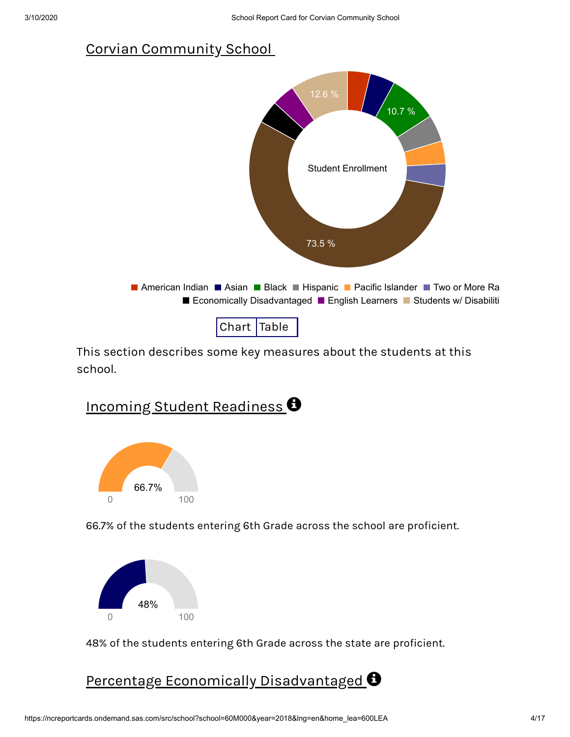## Corvian Community School

Student Enrollment

12.6 %

10.7 %

73.5 %

American Indian | Asian | Black | Hispanic | Pacific Islander | Two or More Ra
Economically Disadvantaged | English Learners | Students w/ Disabiliti

Chart | Table

This section describes some key measures about the students at this school.

## Incoming Student Readiness

66.7%

0 100

66.7% of the students entering 6th Grade across the school are proficient.

48%

0 100

48% of the students entering 6th Grade across the state are proficient.

## Percentage Economically Disadvantaged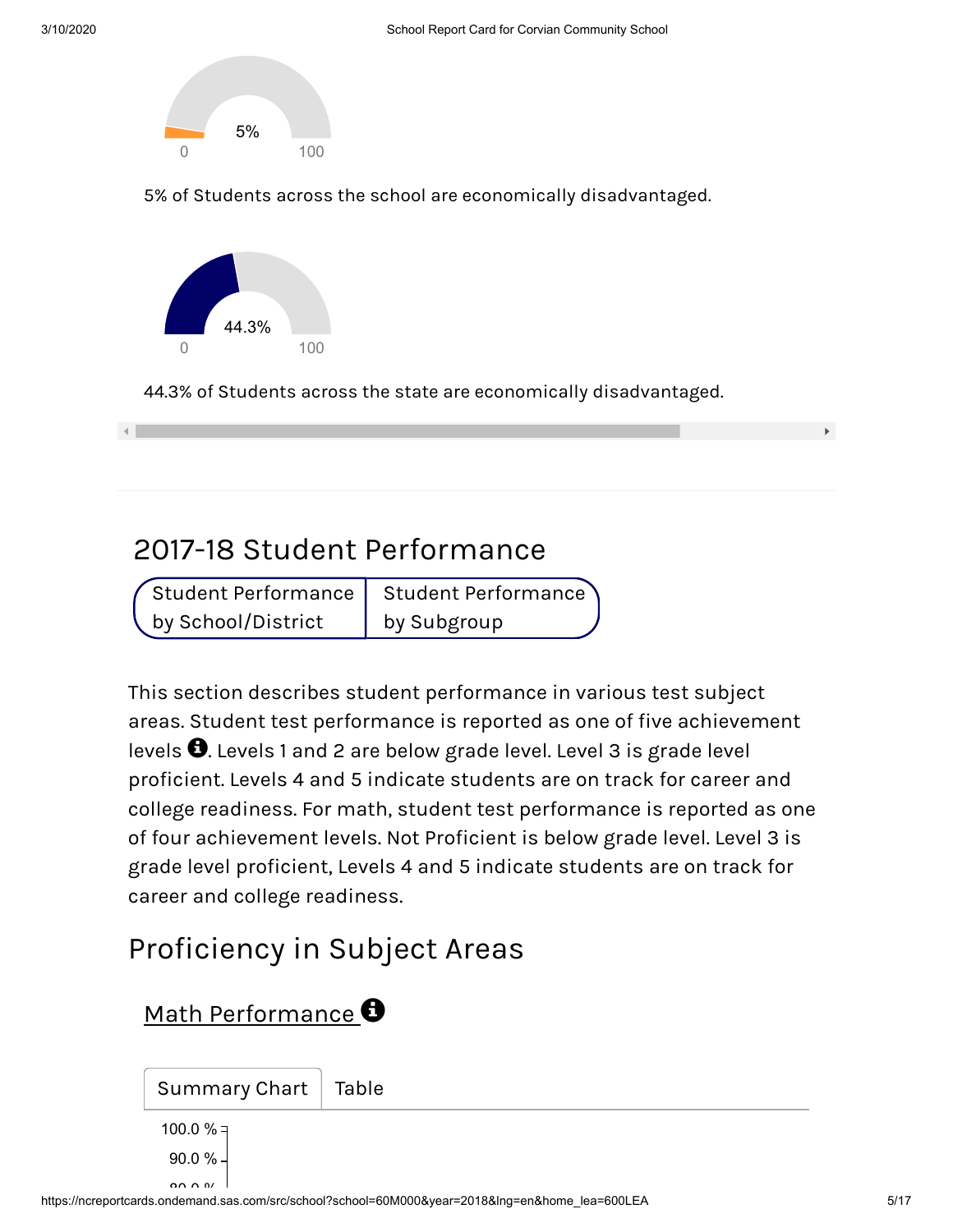5%

0 100

5% of Students across the school are economically disadvantaged.

44.3%

0 100

44.3% of Students across the state are economically disadvantaged.

## 2017-18 Student Performance

Student Performance by School/District | Student Performance by Subgroup

This section describes student performance in various test subject areas. Student test performance is reported as one of five achievement levels. Levels 1 and 2 are below grade level. Level 3 is grade level proficient. Levels 4 and 5 indicate students are on track for career and college readiness. For math, student test performance is reported as one of four achievement levels. Not Proficient is below grade level. Level 3 is grade level proficient, Levels 4 and 5 indicate students are on track for career and college readiness.

## Proficiency in Subject Areas

### Math Performance

Summary Chart | Table

100.0 %
90.0 %
80.0 %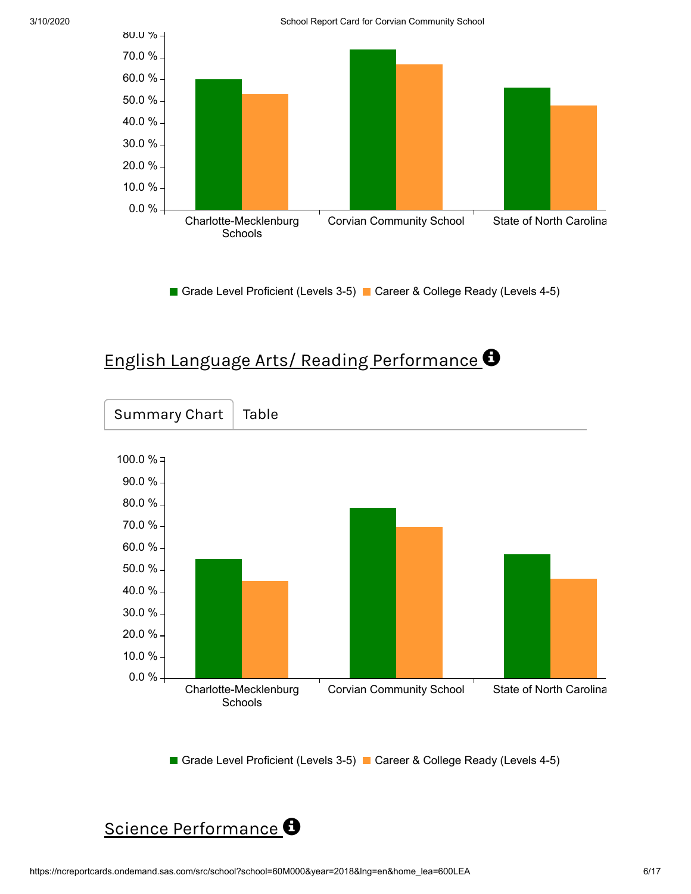80.0 %
70.0 %
60.0 %
50.0 %
40.0 %
30.0 %
20.0 %
10.0 %
0.0 %

Charlote-Mecklenburg Schools | Corvian Community School | State of North Carolina

■ Grade Level Proficient (Levels 3-5) ■ Career & College Ready (Levels 4-5)

## English Language Arts/ Reading Performance

Summary Chart | Table

100.0 %
90.0 %
80.0 %
70.0 %
60.0 %
50.0 %
40.0 %
30.0 %
20.0 %
10.0 %
0.0 %

Charlotte-Mecklenburg Schools | Corvian Community School | State of North Carolina

■ Grade Level Proficient (Levels 3-5) ■ Career & College Ready (Levels 4-5)

## Science Performance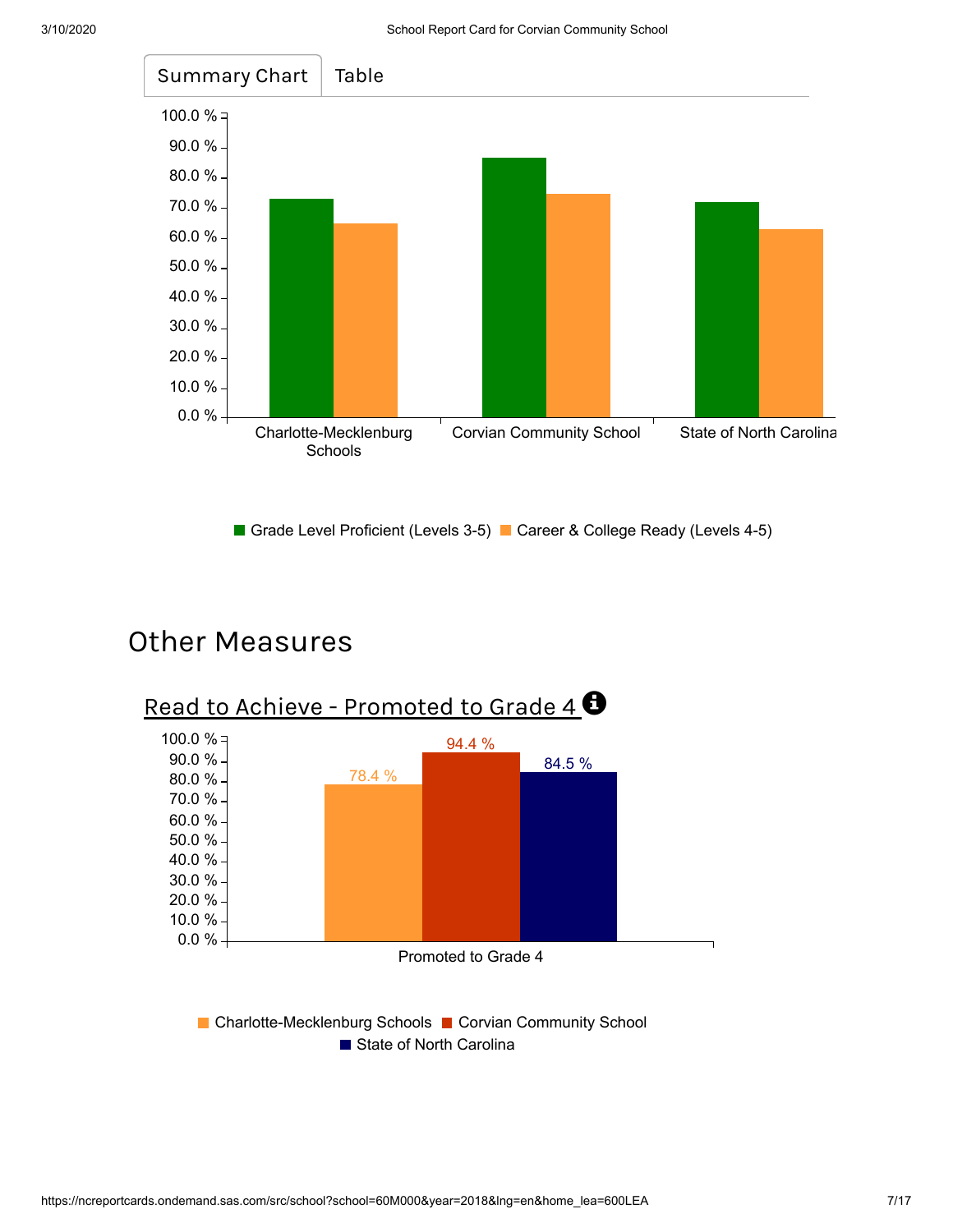Summary Chart | Table

| | Grade Level Proficient (Levels 3-5) | Career & College Ready (Levels 4-5) |
|---|---|---|
| Charlotte-Mecklenburg Schools | | |
| Corvian Community School | | |
| State of North Carolina | | |

■ Grade Level Proficient (Levels 3-5) ■ Career & College Ready (Levels 4-5)

# Other Measures

## Read to Achieve - Promoted to Grade 4

| | Charlotte-Mecklenburg Schools | Corvian Community School | State of North Carolina |
|---|---|---|---|
| Promoted to Grade 4 | 78.4 % | 94.4 % | 84.5 % |

■ Charlotte-Mecklenburg Schools ■ Corvian Community School ■ State of North Carolina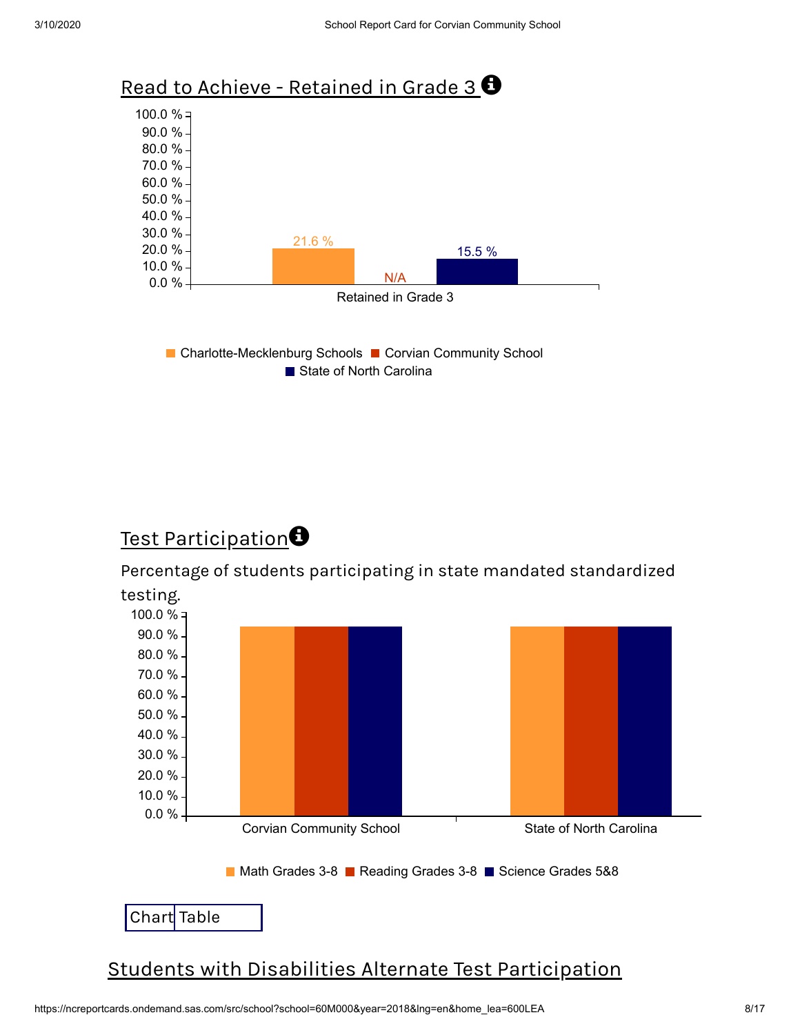## Read to Achieve - Retained in Grade 3

| | Charlotte-Mecklenburg Schools | Corvian Community School | State of North Carolina |
|---|---|---|---|
| Retained in Grade 3 | 21.6 % | N/A | 15.5 % |

## Test Participation

Percentage of students participating in state mandated standardized testing.

Chart legend: Math Grades 3-8, Reading Grades 3-8, Science Grades 5&8

Chart categories: Corvian Community School, State of North Carolina

Chart Table

## Students with Disabilities Alternate Test Participation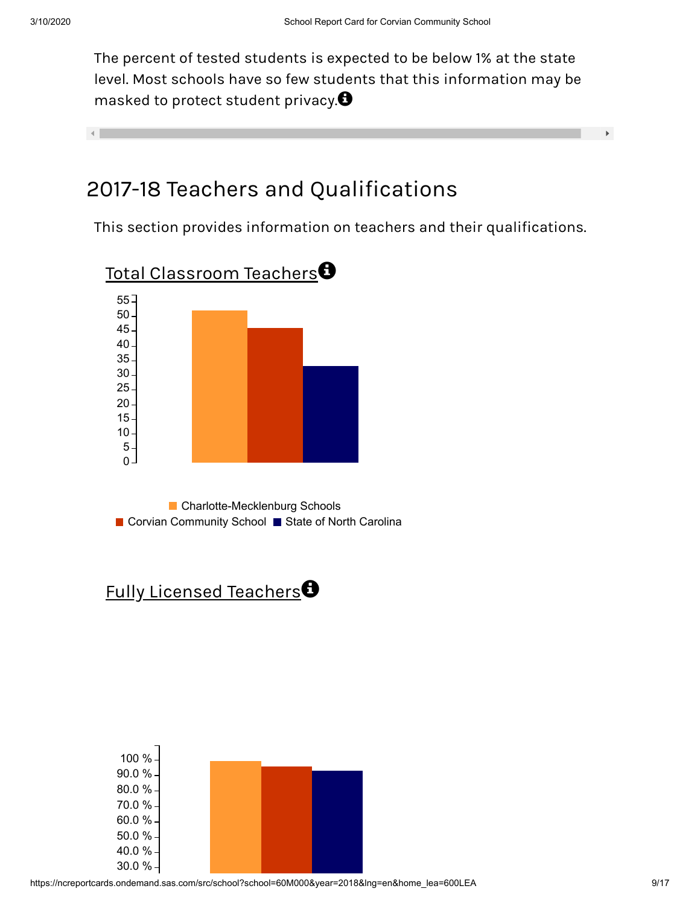The percent of tested students is expected to be below 1% at the state level. Most schools have so few students that this information may be masked to protect student privacy.

## 2017-18 Teachers and Qualifications

This section provides information on teachers and their qualifications.

### Total Classroom Teachers

55
50
45
40
35
30
25
20
15
10
5
0

Charlotte-Mecklenburg Schools
Corvian Community School
State of North Carolina

### Fully Licensed Teachers

100 %
90.0 %
80.0 %
70.0 %
60.0 %
50.0 %
40.0 %
30.0 %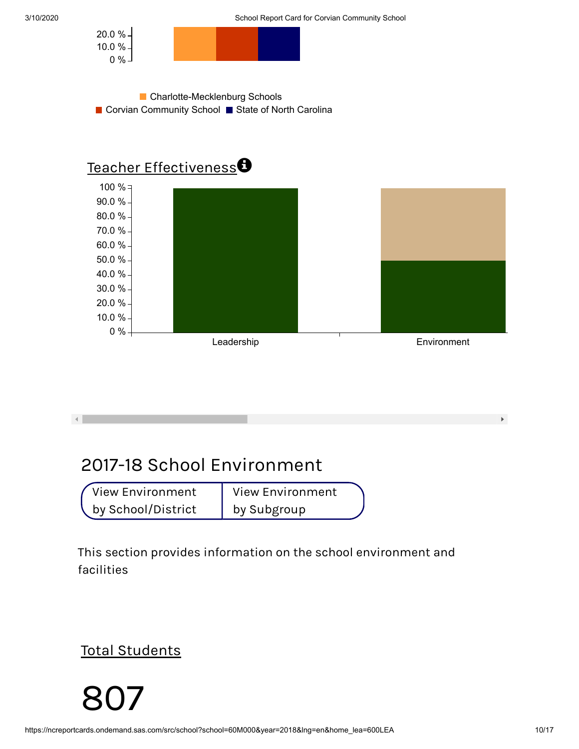20.0 %
10.0 %
0 %

Charlotte-Mecklenburg Schools
Corvian Community School
State of North Carolina

## Teacher Effectiveness

100 %
90.0 %
80.0 %
70.0 %
60.0 %
50.0 %
40.0 %
30.0 %
20.0 %
10.0 %
0 %

Leadership | Environment

# 2017-18 School Environment

| View Environment by School/District | View Environment by Subgroup |
|---|---|

This section provides information on the school environment and facilities

## Total Students

# 807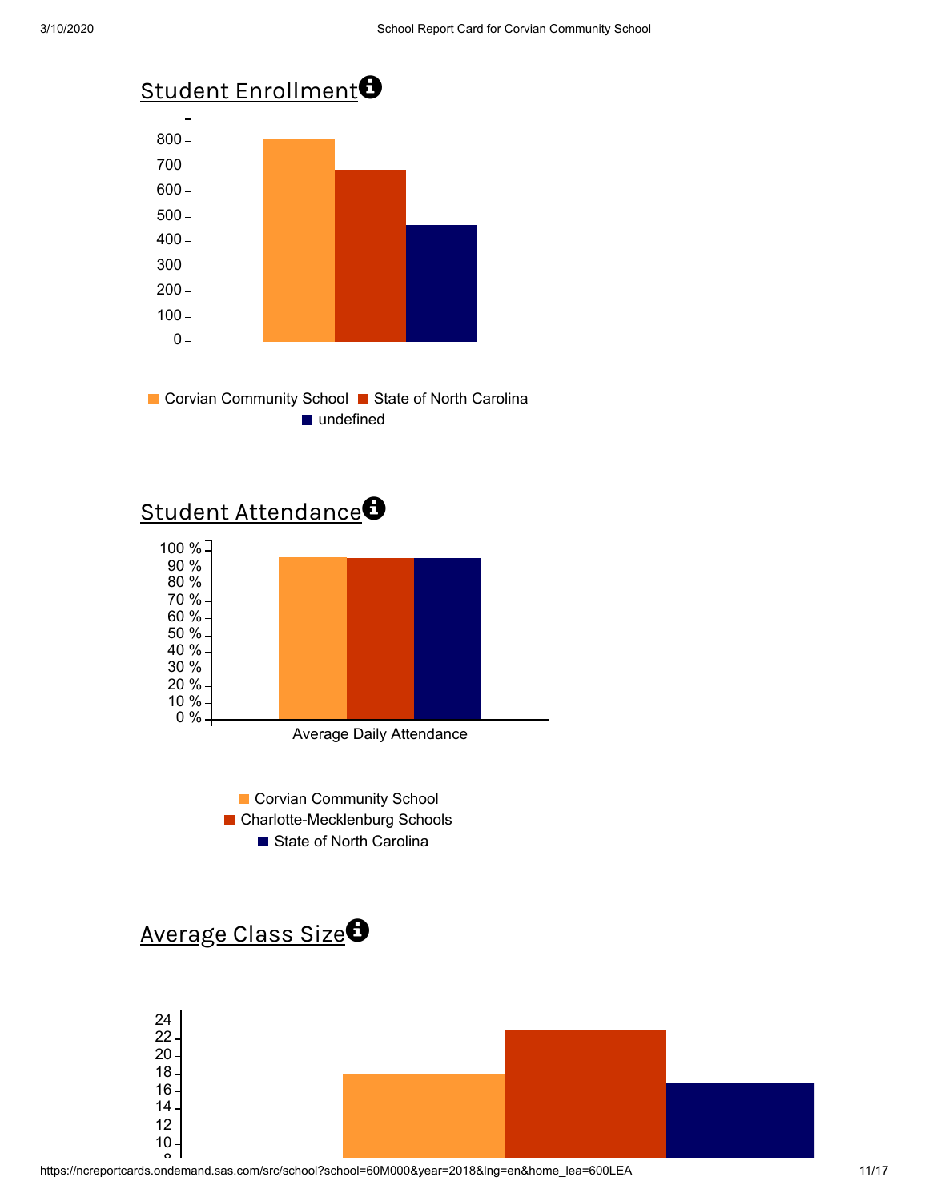## Student Enrollment

800
700
600
500
400
300
200
100
0

Corvian Community School  State of North Carolina
undefined

## Student Attendance

100 %
90 %
80 %
70 %
60 %
50 %
40 %
30 %
20 %
10 %
0 %

Average Daily Attendance

Corvian Community School
Charlotte-Mecklenburg Schools
State of North Carolina

## Average Class Size

24
22
20
18
16
14
12
10
8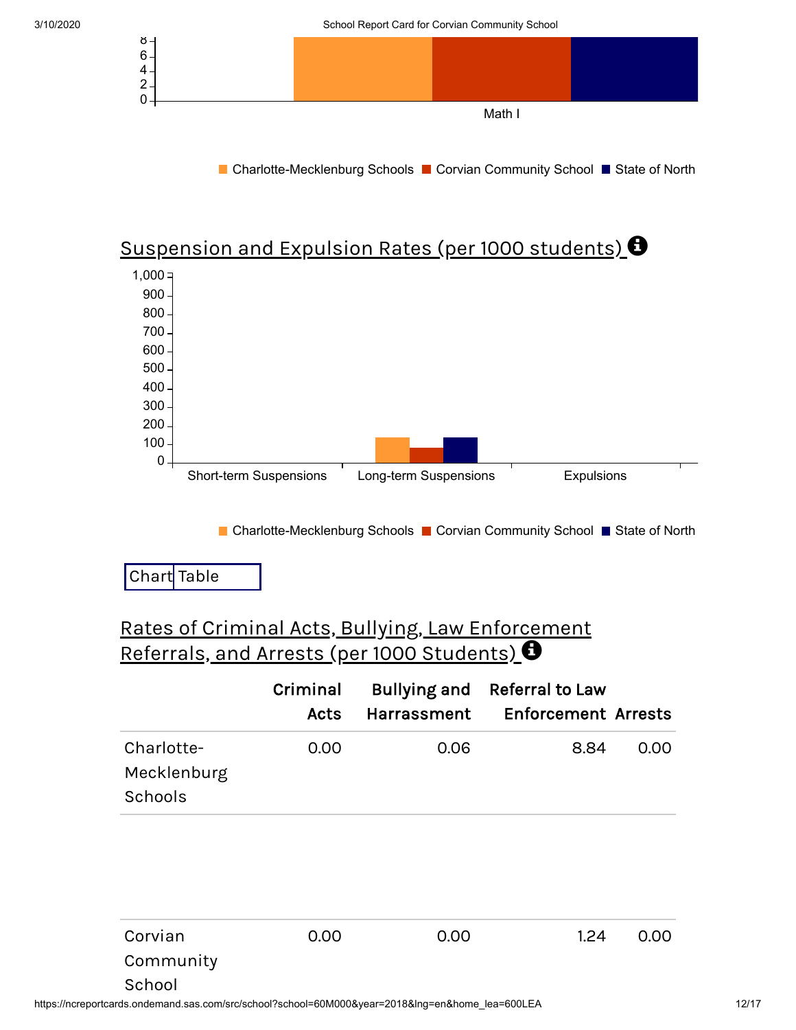Math I

■ Charlotte-Mecklenburg Schools ■ Corvian Community School ■ State of North

## Suspension and Expulsion Rates (per 1000 students)

Short-term Suspensions | Long-term Suspensions | Expulsions

■ Charlotte-Mecklenburg Schools ■ Corvian Community School ■ State of North

Chart | Table

## Rates of Criminal Acts, Bullying, Law Enforcement Referrals, and Arrests (per 1000 Students)

| | Criminal Acts | Bullying and Harrassment | Referral to Law Enforcement | Arrests |
|---|---|---|---|---|
| Charlotte-Mecklenburg Schools | 0.00 | 0.06 | 8.84 | 0.00 |
| Corvian Community School | 0.00 | 0.00 | 1.24 | 0.00 |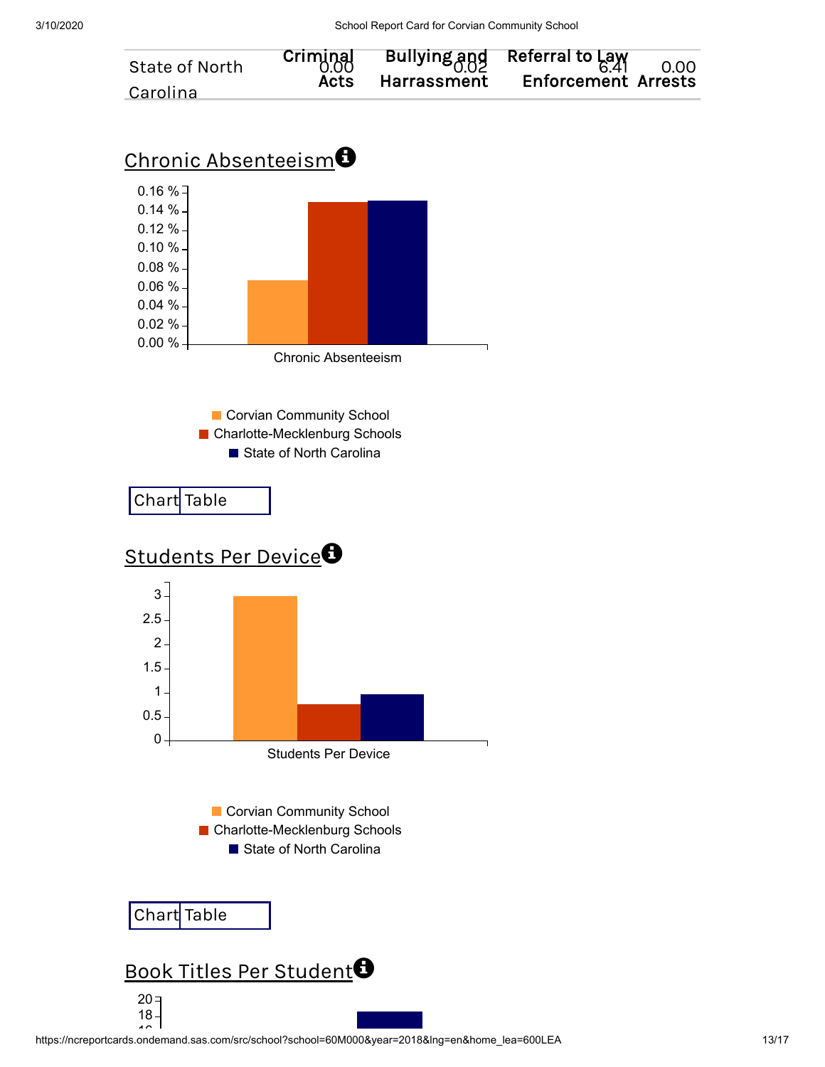| | Criminal Acts | Bullying and Harrassment | Referral to Law Enforcement | Arrests |
|---|---|---|---|---|
| State of North Carolina | 0.00 | 0.02 | 6.41 | 0.00 |

## Chronic Absenteeism

0.16 %
0.14 %
0.12 %
0.10 %
0.08 %
0.06 %
0.04 %
0.02 %
0.00 %

Chronic Absenteeism

- Corvian Community School
- Charlotte-Mecklenburg Schools
- State of North Carolina

Chart | Table

## Students Per Device

3
2.5
2
1.5
1
0.5
0

Students Per Device

- Corvian Community School
- Charlotte-Mecklenburg Schools
- State of North Carolina

Chart | Table

## Book Titles Per Student

20
18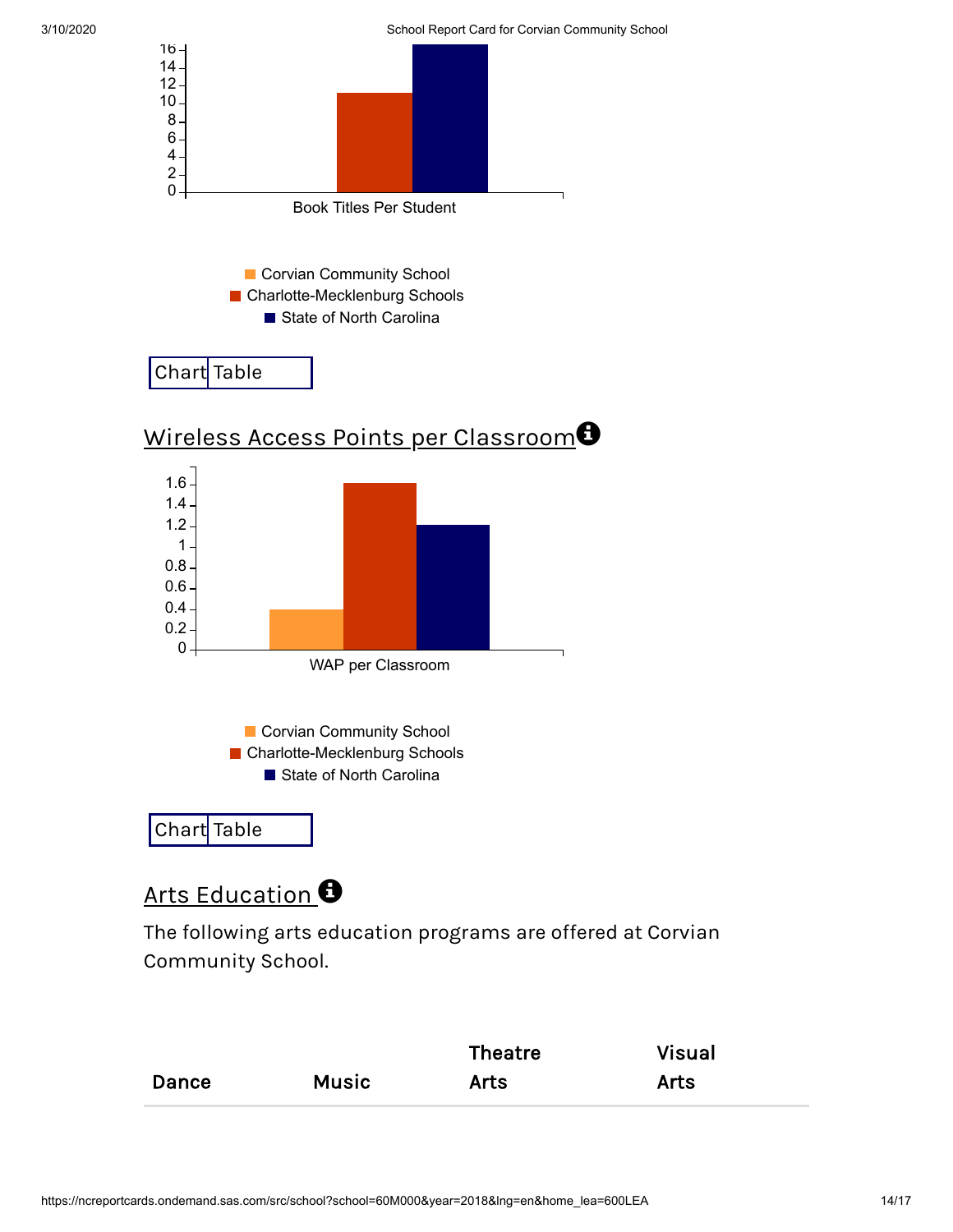16
14
12
10
8
6
4
2
0

Book Titles Per Student

- Corvian Community School
- Charlotte-Mecklenburg Schools
- State of North Carolina

Chart Table

## Wireless Access Points per Classroom

1.6
1.4
1.2
1
0.8
0.6
0.4
0.2
0

WAP per Classroom

- Corvian Community School
- Charlotte-Mecklenburg Schools
- State of North Carolina

Chart Table

## Arts Education

The following arts education programs are offered at Corvian Community School.

| Dance | Music | Theatre Arts | Visual Arts |
|---|---|---|---|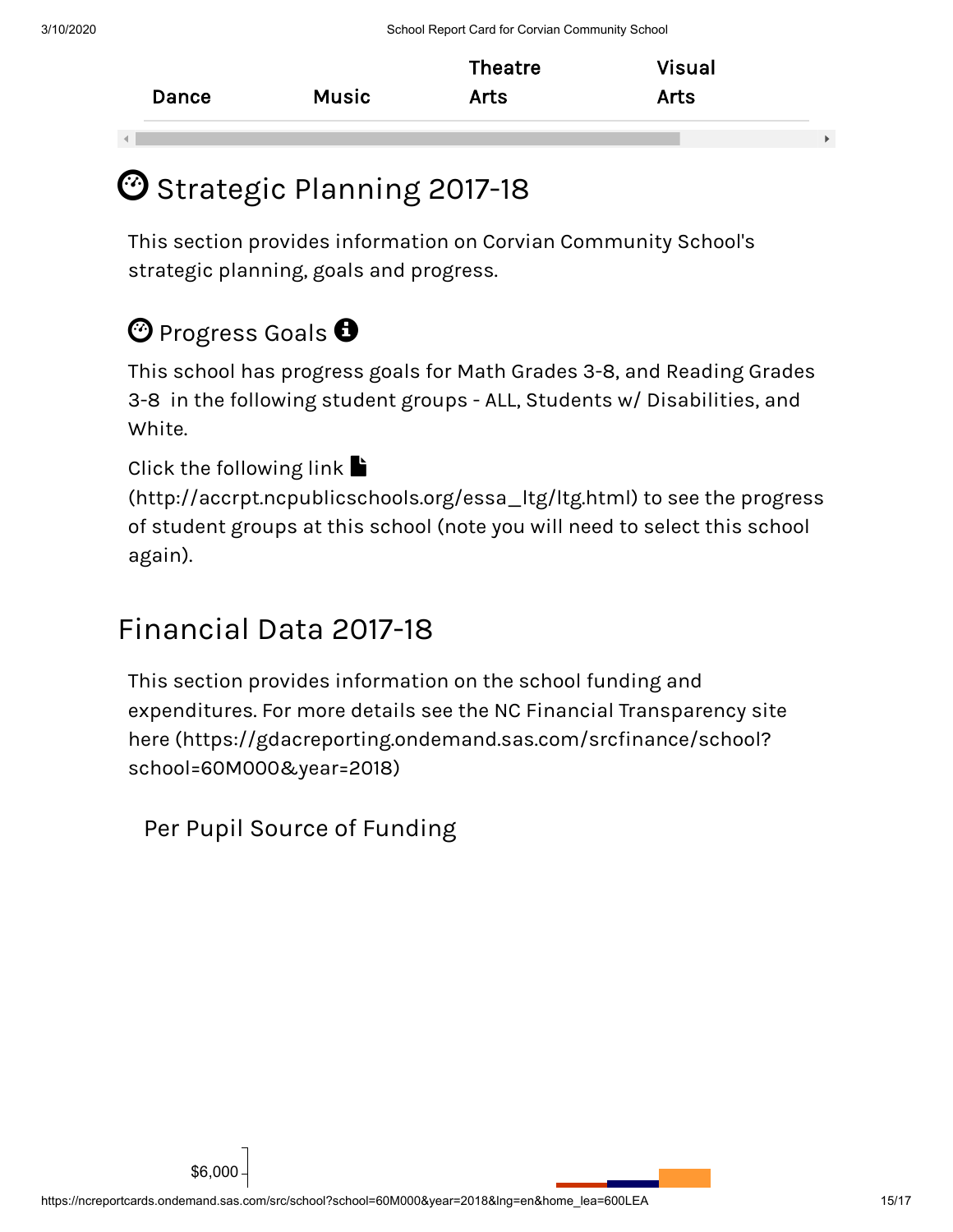| Dance | Music | Theatre Arts | Visual Arts |
|---|---|---|---|

# Strategic Planning 2017-18

This section provides information on Corvian Community School's strategic planning, goals and progress.

## Progress Goals

This school has progress goals for Math Grades 3-8, and Reading Grades 3-8 in the following student groups - ALL, Students w/ Disabilities, and White.

Click the following link (http://accrpt.ncpublicschools.org/essa_ltg/ltg.html) to see the progress of student groups at this school (note you will need to select this school again).

# Financial Data 2017-18

This section provides information on the school funding and expenditures. For more details see the NC Financial Transparency site here (https://gdacreporting.ondemand.sas.com/srcfinance/school?school=60M000&year=2018)

### Per Pupil Source of Funding

$6,000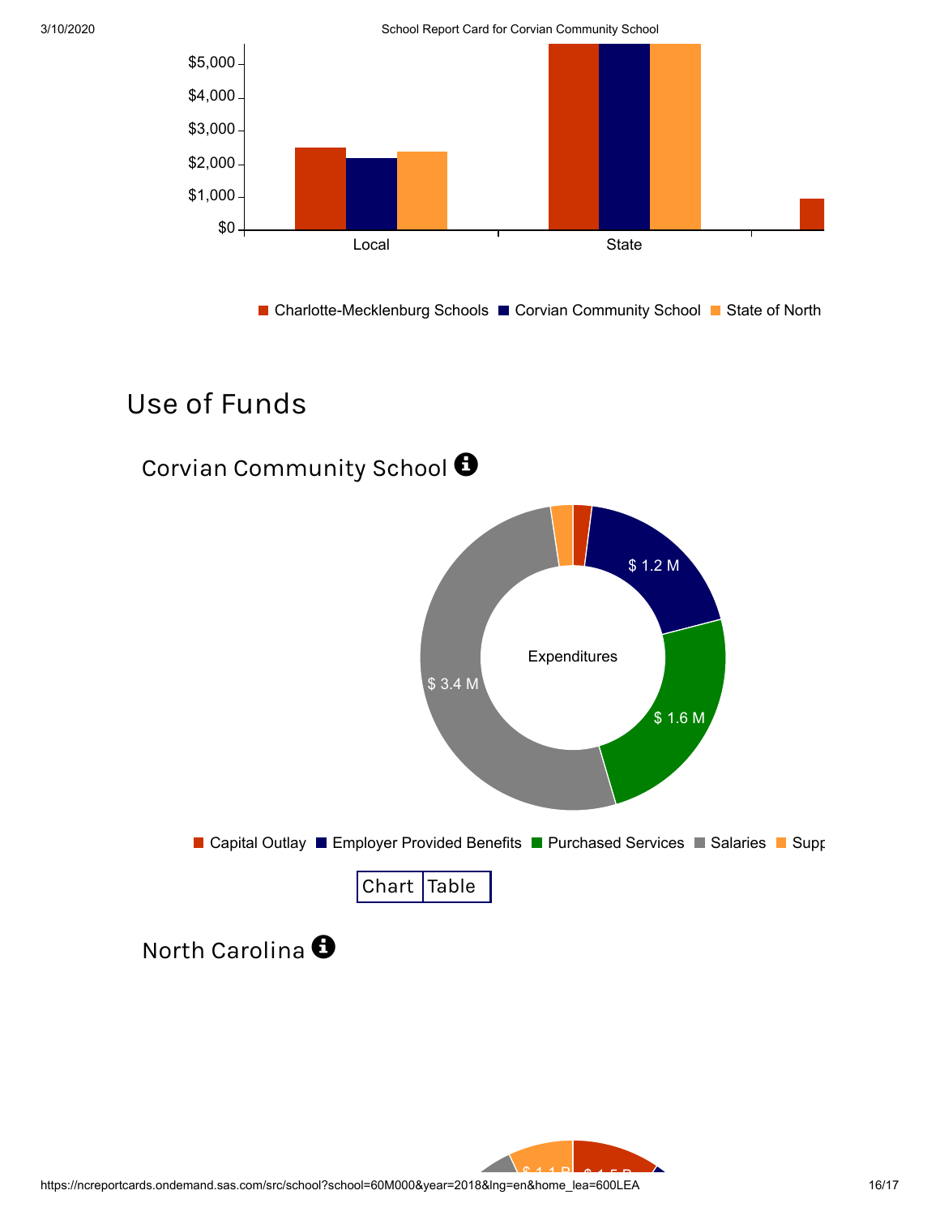$5,000
$4,000
$3,000
$2,000
$1,000
$0

Local | State

Charlotte-Mecklenburg Schools | Corvian Community School | State of North

## Use of Funds

### Corvian Community School

Expenditures

$ 1.2 M

$ 1.6 M

$ 3.4 M

Capital Outlay | Employer Provided Benefits | Purchased Services | Salaries | Supp

Chart | Table

### North Carolina

$ 1.1 B | $ 1.5 B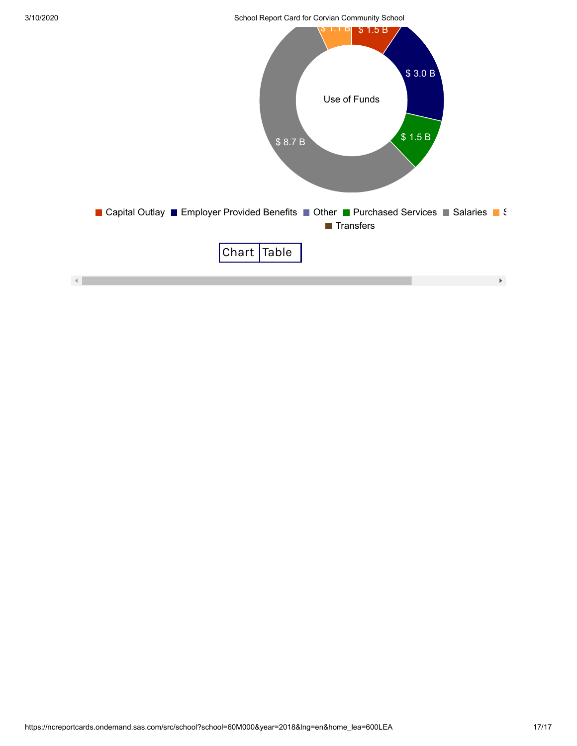Use of Funds

$ 1.1 B
$ 1.5 B
$ 3.0 B
$ 1.5 B
$ 8.7 B

Capital Outlay · Employer Provided Benefits · Other · Purchased Services · Salaries · S
Transfers

Chart | Table